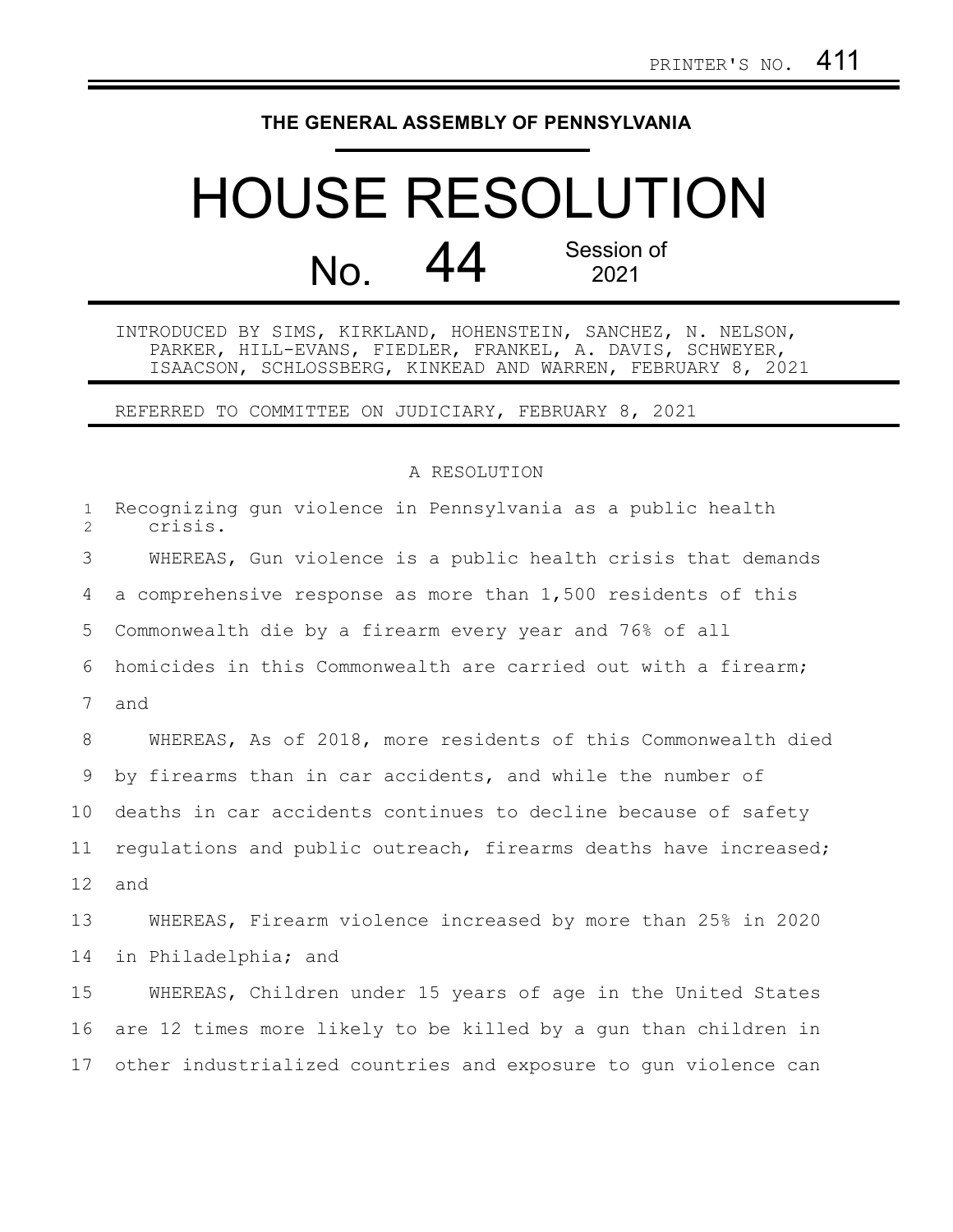PRINTER'S NO. 411

**THE GENERAL ASSEMBLY OF PENNSYLVANIA**

# HOUSE RESOLUTION

## No. 44 Session of 2021

INTRODUCED BY SIMS, KIRKLAND, HOHENSTEIN, SANCHEZ, N. NELSON, PARKER, HILL-EVANS, FIEDLER, FRANKEL, A. DAVIS, SCHWEYER, ISAACSON, SCHLOSSBERG, KINKEAD AND WARREN, FEBRUARY 8, 2021

REFERRED TO COMMITTEE ON JUDICIARY, FEBRUARY 8, 2021

A RESOLUTION

Recognizing gun violence in Pennsylvania as a public health crisis.

WHEREAS, Gun violence is a public health crisis that demands a comprehensive response as more than 1,500 residents of this Commonwealth die by a firearm every year and 76% of all homicides in this Commonwealth are carried out with a firearm; and

WHEREAS, As of 2018, more residents of this Commonwealth died by firearms than in car accidents, and while the number of deaths in car accidents continues to decline because of safety regulations and public outreach, firearms deaths have increased; and

WHEREAS, Firearm violence increased by more than 25% in 2020 in Philadelphia; and

WHEREAS, Children under 15 years of age in the United States are 12 times more likely to be killed by a gun than children in other industrialized countries and exposure to gun violence can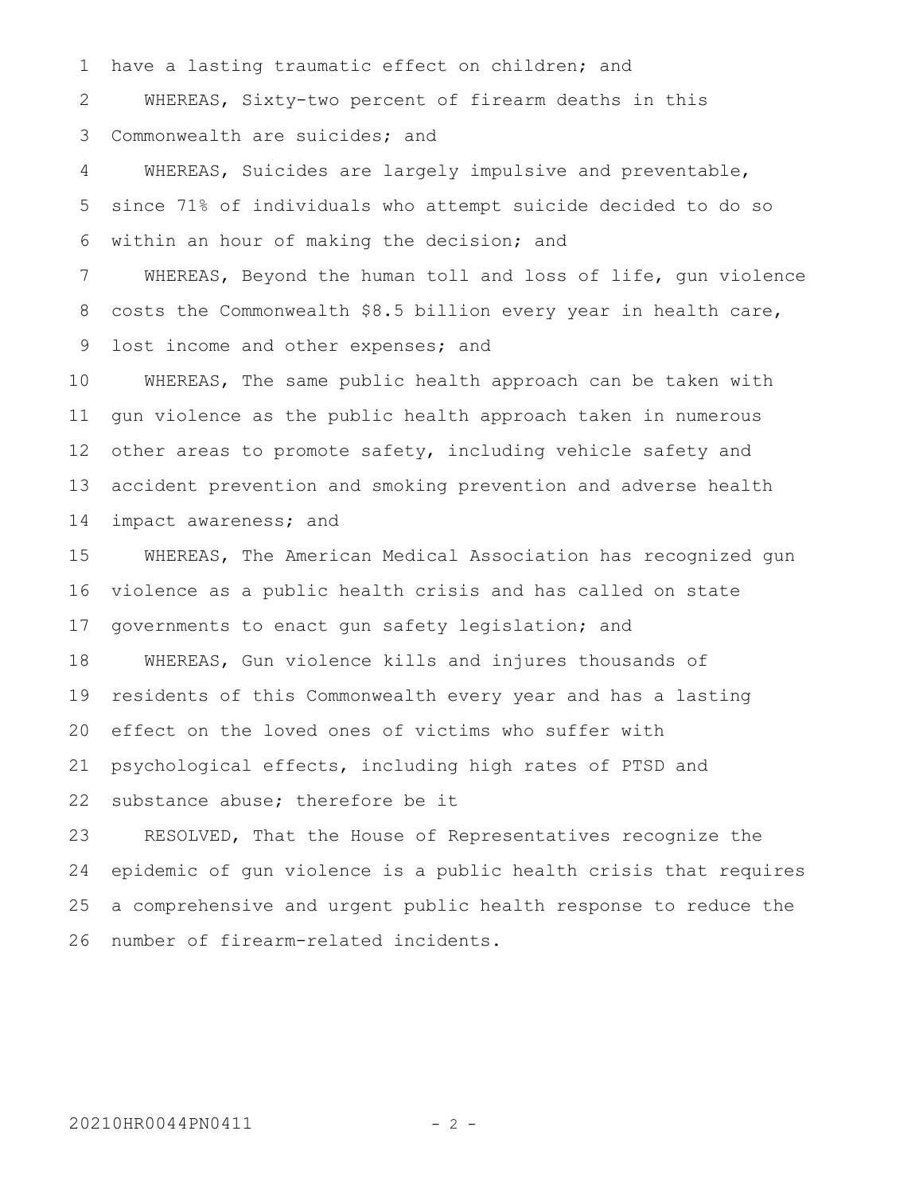have a lasting traumatic effect on children; and

WHEREAS, Sixty-two percent of firearm deaths in this Commonwealth are suicides; and

WHEREAS, Suicides are largely impulsive and preventable, since 71% of individuals who attempt suicide decided to do so within an hour of making the decision; and

WHEREAS, Beyond the human toll and loss of life, gun violence costs the Commonwealth $8.5 billion every year in health care, lost income and other expenses; and

WHEREAS, The same public health approach can be taken with gun violence as the public health approach taken in numerous other areas to promote safety, including vehicle safety and accident prevention and smoking prevention and adverse health impact awareness; and

WHEREAS, The American Medical Association has recognized gun violence as a public health crisis and has called on state governments to enact gun safety legislation; and

WHEREAS, Gun violence kills and injures thousands of residents of this Commonwealth every year and has a lasting effect on the loved ones of victims who suffer with psychological effects, including high rates of PTSD and substance abuse; therefore be it

RESOLVED, That the House of Representatives recognize the epidemic of gun violence is a public health crisis that requires a comprehensive and urgent public health response to reduce the number of firearm-related incidents.